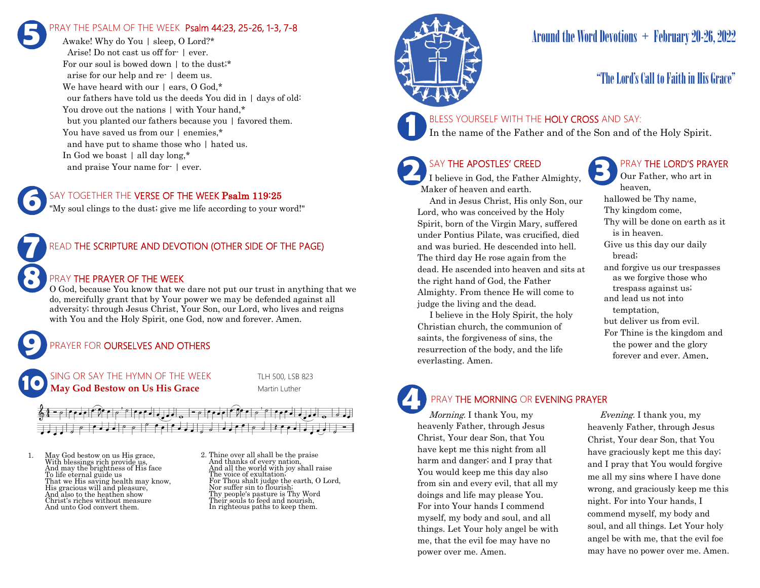# Around the Word Devotions + February 20-26, 2022

## "The Lord's Call to Faith in His Grace"

### 1 BLESS YOURSELF WITH THE HOLY CROSS AND SAY:

In the name of the Father and of the Son and of the Holy Spirit.

### 2 SAY THE APOSTLES' CREED

I believe in God, the Father Almighty, Maker of heaven and earth.

And in Jesus Christ, His only Son, our Lord, who was conceived by the Holy Spirit, born of the Virgin Mary, suffered under Pontius Pilate, was crucified, died and was buried. He descended into hell. The third day He rose again from the dead. He ascended into heaven and sits at the right hand of God, the Father Almighty. From thence He will come to judge the living and the dead.

I believe in the Holy Spirit, the holy Christian church, the communion of saints, the forgiveness of sins, the resurrection of the body, and the life everlasting. Amen.

### 3 PRAY THE LORD'S PRAYER

Our Father, who art in heaven,
hallowed be Thy name,
Thy kingdom come,
Thy will be done on earth as it is in heaven.
Give us this day our daily bread;
and forgive us our trespasses as we forgive those who trespass against us;
and lead us not into temptation,
but deliver us from evil.
For Thine is the kingdom and the power and the glory forever and ever. Amen.

### 4 PRAY THE MORNING OR EVENING PRAYER

*Morning.* I thank You, my heavenly Father, through Jesus Christ, Your dear Son, that You have kept me this night from all harm and danger; and I pray that You would keep me this day also from sin and every evil, that all my doings and life may please You. For into Your hands I commend myself, my body and soul, and all things. Let Your holy angel be with me, that the evil foe may have no power over me. Amen.

*Evening.* I thank you, my heavenly Father, through Jesus Christ, Your dear Son, that You have graciously kept me this day; and I pray that You would forgive me all my sins where I have done wrong, and graciously keep me this night. For into Your hands, I commend myself, my body and soul, and all things. Let Your holy angel be with me, that the evil foe may have no power over me. Amen.

### 5 PRAY THE PSALM OF THE WEEK Psalm 44:23, 25-26, 1-3, 7-8

Awake! Why do You | sleep, O Lord?*
  Arise! Do not cast us off for- | ever.
For our soul is bowed down | to the dust;*
  arise for our help and re- | deem us.
We have heard with our | ears, O God,*
  our fathers have told us the deeds You did in | days of old:
You drove out the nations | with Your hand,*
  but you planted our fathers because you | favored them.
You have saved us from our | enemies,*
  and have put to shame those who | hated us.
In God we boast | all day long,*
  and praise Your name for- | ever.

### 6 SAY TOGETHER THE VERSE OF THE WEEK Psalm 119:25

"My soul clings to the dust; give me life according to your word!"

### 7 READ THE SCRIPTURE AND DEVOTION (OTHER SIDE OF THE PAGE)

### 8 PRAY THE PRAYER OF THE WEEK

O God, because You know that we dare not put our trust in anything that we do, mercifully grant that by Your power we may be defended against all adversity; through Jesus Christ, Your Son, our Lord, who lives and reigns with You and the Holy Spirit, one God, now and forever. Amen.

### 9 PRAYER FOR OURSELVES AND OTHERS

### 10 SING OR SAY THE HYMN OF THE WEEK

**May God Bestow on Us His Grace** — TLH 500, LSB 823 — Martin Luther

1. May God bestow on us His grace,
With blessings rich provide us,
And may the brightness of His face
To life eternal guide us
That we His saving health may know,
His gracious will and pleasure,
And also to the heathen show
Christ's riches without measure
And unto God convert them.

2. Thine over all shall be the praise
And thanks of every nation,
And all the world with joy shall raise
The voice of exultation;
For Thou shalt judge the earth, O Lord,
Nor suffer sin to flourish;
Thy people's pasture is Thy Word
Their souls to feed and nourish,
In righteous paths to keep them.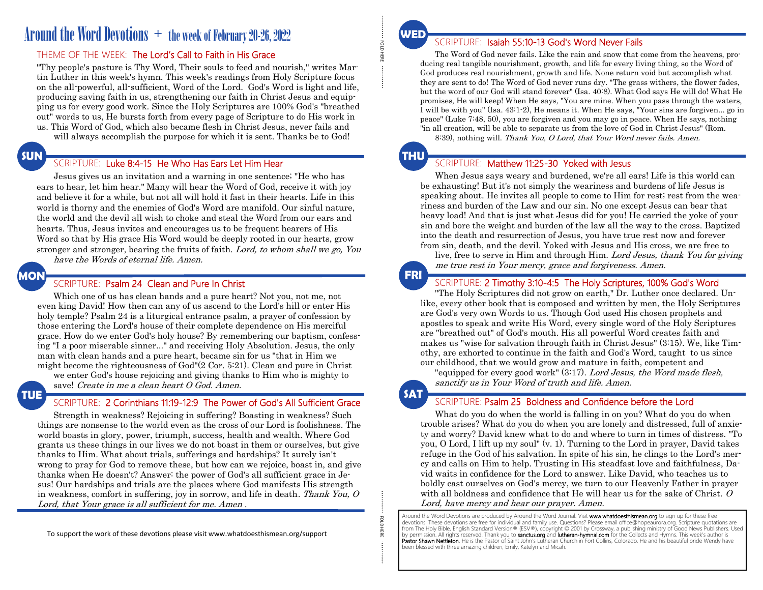# Around the Word Devotions + the week of February 20-26, 2022

THEME OF THE WEEK: **The Lord's Call to Faith in His Grace**

"Thy people's pasture is Thy Word, Their souls to feed and nourish," writes Martin Luther in this week's hymn. This week's readings from Holy Scripture focus on the all-powerful, all-sufficient, Word of the Lord. God's Word is light and life, producing saving faith in us, strengthening our faith in Christ Jesus and equipping us for every good work. Since the Holy Scriptures are 100% God's "breathed out" words to us, He bursts forth from every page of Scripture to do His work in us. This Word of God, which also became flesh in Christ Jesus, never fails and will always accomplish the purpose for which it is sent. Thanks be to God!

## SUN

SCRIPTURE: **Luke 8:4-15 He Who Has Ears Let Him Hear**

Jesus gives us an invitation and a warning in one sentence; "He who has ears to hear, let him hear." Many will hear the Word of God, receive it with joy and believe it for a while, but not all will hold it fast in their hearts. Life in this world is thorny and the enemies of God's Word are manifold. Our sinful nature, the world and the devil all wish to choke and steal the Word from our ears and hearts. Thus, Jesus invites and encourages us to be frequent hearers of His Word so that by His grace His Word would be deeply rooted in our hearts, grow stronger and stronger, bearing the fruits of faith. *Lord, to whom shall we go, You have the Words of eternal life. Amen.*

## MON

SCRIPTURE: **Psalm 24 Clean and Pure In Christ**

Which one of us has clean hands and a pure heart? Not you, not me, not even king David! How then can any of us ascend to the Lord's hill or enter His holy temple? Psalm 24 is a liturgical entrance psalm, a prayer of confession by those entering the Lord's house of their complete dependence on His merciful grace. How do we enter God's holy house? By remembering our baptism, confessing "I a poor miserable sinner..." and receiving Holy Absolution. Jesus, the only man with clean hands and a pure heart, became sin for us "that in Him we might become the righteousness of God"(2 Cor. 5:21). Clean and pure in Christ we enter God's house rejoicing and giving thanks to Him who is mighty to save! *Create in me a clean heart O God. Amen.*

## TUE

SCRIPTURE: **2 Corinthians 11:19-12:9 The Power of God's All Sufficient Grace**

Strength in weakness? Rejoicing in suffering? Boasting in weakness? Such things are nonsense to the world even as the cross of our Lord is foolishness. The world boasts in glory, power, triumph, success, health and wealth. Where God grants us these things in our lives we do not boast in them or ourselves, but give thanks to Him. What about trials, sufferings and hardships? It surely isn't wrong to pray for God to remove these, but how can we rejoice, boast in, and give thanks when He doesn't? Answer: the power of God's all sufficient grace in Jesus! Our hardships and trials are the places where God manifests His strength in weakness, comfort in suffering, joy in sorrow, and life in death. *Thank You, O Lord, that Your grace is all sufficient for me. Amen .*

To support the work of these devotions please visit www.whatdoesthismean.org/support

## WED

SCRIPTURE: **Isaiah 55:10-13 God's Word Never Fails**

The Word of God never fails. Like the rain and snow that come from the heavens, producing real tangible nourishment, growth, and life for every living thing, so the Word of God produces real nourishment, growth and life. None return void but accomplish what they are sent to do! The Word of God never runs dry. "The grass withers, the flower fades, but the word of our God will stand forever" (Isa. 40:8). What God says He will do! What He promises, He will keep! When He says, "You are mine. When you pass through the waters, I will be with you" (Isa. 43:1-2), He means it. When He says, "Your sins are forgiven... go in peace" (Luke 7:48, 50), you are forgiven and you may go in peace. When He says, nothing "in all creation, will be able to separate us from the love of God in Christ Jesus" (Rom. 8:39), nothing will. *Thank You, O Lord, that Your Word never fails. Amen.*

## THU

SCRIPTURE: **Matthew 11:25-30 Yoked with Jesus**

When Jesus says weary and burdened, we're all ears! Life is this world can be exhausting! But it's not simply the weariness and burdens of life Jesus is speaking about. He invites all people to come to Him for rest; rest from the weariness and burden of the Law and our sin. No one except Jesus can bear that heavy load! And that is just what Jesus did for you! He carried the yoke of your sin and bore the weight and burden of the law all the way to the cross. Baptized into the death and resurrection of Jesus, you have true rest now and forever from sin, death, and the devil. Yoked with Jesus and His cross, we are free to live, free to serve in Him and through Him. *Lord Jesus, thank You for giving me true rest in Your mercy, grace and forgiveness. Amen.*

## FRI

SCRIPTURE: **2 Timothy 3:10-4:5 The Holy Scriptures, 100% God's Word**

"The Holy Scriptures did not grow on earth," Dr. Luther once declared. Unlike, every other book that is composed and written by men, the Holy Scriptures are God's very own Words to us. Though God used His chosen prophets and apostles to speak and write His Word, every single word of the Holy Scriptures are "breathed out" of God's mouth. His all powerful Word creates faith and makes us "wise for salvation through faith in Christ Jesus" (3:15). We, like Timothy, are exhorted to continue in the faith and God's Word, taught to us since our childhood, that we would grow and mature in faith, competent and "equipped for every good work" (3:17). *Lord Jesus, the Word made flesh, sanctify us in Your Word of truth and life. Amen.*

## SAT

SCRIPTURE: **Psalm 25 Boldness and Confidence before the Lord**

What do you do when the world is falling in on you? What do you do when trouble arises? What do you do when you are lonely and distressed, full of anxiety and worry? David knew what to do and where to turn in times of distress. "To you, O Lord, I lift up my soul" (v. 1). Turning to the Lord in prayer, David takes refuge in the God of his salvation. In spite of his sin, he clings to the Lord's mercy and calls on Him to help. Trusting in His steadfast love and faithfulness, David waits in confidence for the Lord to answer. Like David, who teaches us to boldly cast ourselves on God's mercy, we turn to our Heavenly Father in prayer with all boldness and confidence that He will hear us for the sake of Christ. *O Lord, have mercy and hear our prayer. Amen.*

Around the Word Devotions are produced by Around the Word Journal. Visit **www.whatdoesthismean.org** to sign up for these free devotions. These devotions are free for individual and family use. Questions? Please email office@hopeaurora.org. Scripture quotations are from The Holy Bible, English Standard Version® (ESV®), copyright © 2001 by Crossway, a publishing ministry of Good News Publishers. Used by permission. All rights reserved. Thank you to **sanctus.org** and **lutheran-hymnal.com** for the Collects and Hymns. This week's author is **Pastor Shawn Nettleton**. He is the Pastor of Saint John's Lutheran Church in Fort Collins, Colorado. He and his beautiful bride Wendy have been blessed with three amazing children; Emily, Katelyn and Micah.